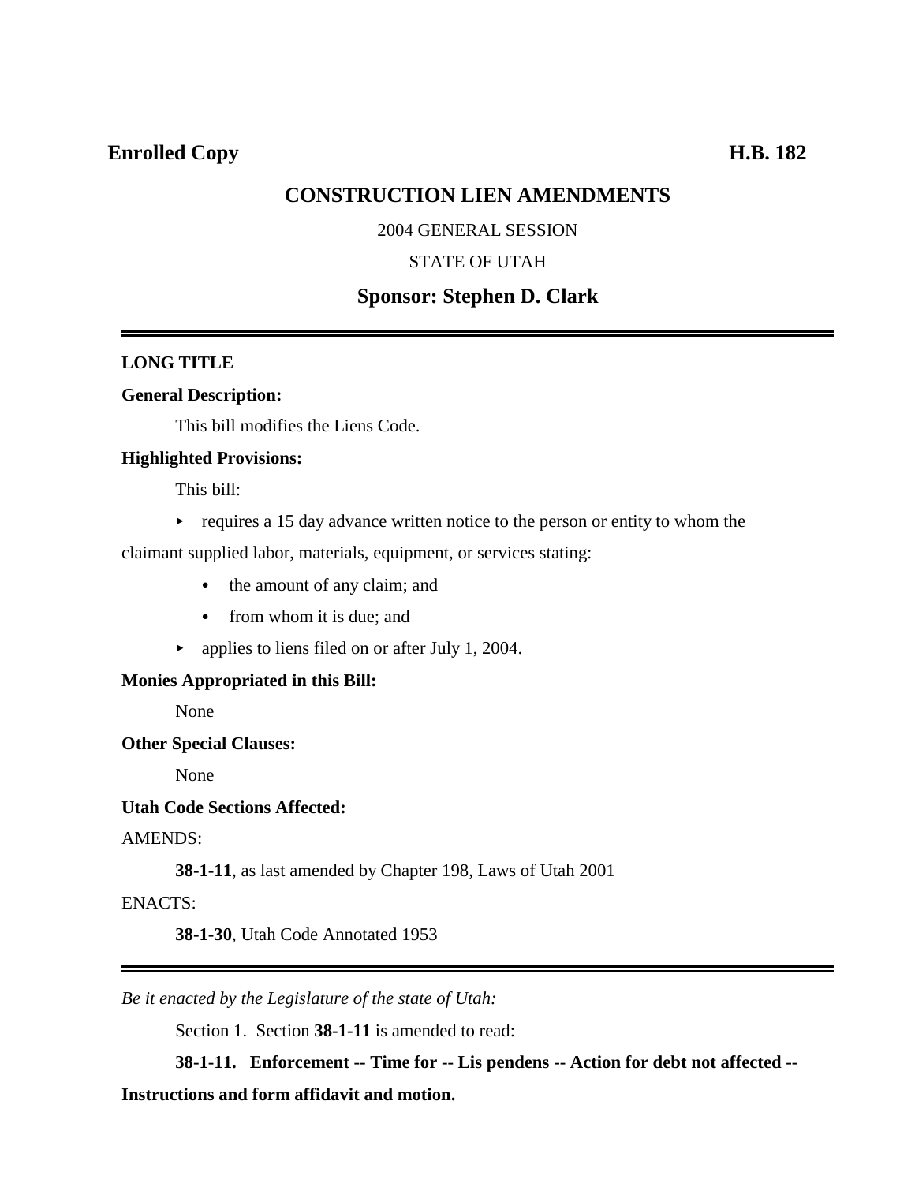**Enrolled Copy** **H.B. 182**

# CONSTRUCTION LIEN AMENDMENTS

2004 GENERAL SESSION

STATE OF UTAH

## Sponsor: Stephen D. Clark

---

**LONG TITLE**

**General Description:**

This bill modifies the Liens Code.

**Highlighted Provisions:**

This bill:

- requires a 15 day advance written notice to the person or entity to whom the claimant supplied labor, materials, equipment, or services stating:
  - the amount of any claim; and
  - from whom it is due; and
- applies to liens filed on or after July 1, 2004.

**Monies Appropriated in this Bill:**

None

**Other Special Clauses:**

None

**Utah Code Sections Affected:**

AMENDS:

**38-1-11**, as last amended by Chapter 198, Laws of Utah 2001

ENACTS:

**38-1-30**, Utah Code Annotated 1953

---

*Be it enacted by the Legislature of the state of Utah:*

Section 1. Section **38-1-11** is amended to read:

**38-1-11. Enforcement -- Time for -- Lis pendens -- Action for debt not affected -- Instructions and form affidavit and motion.**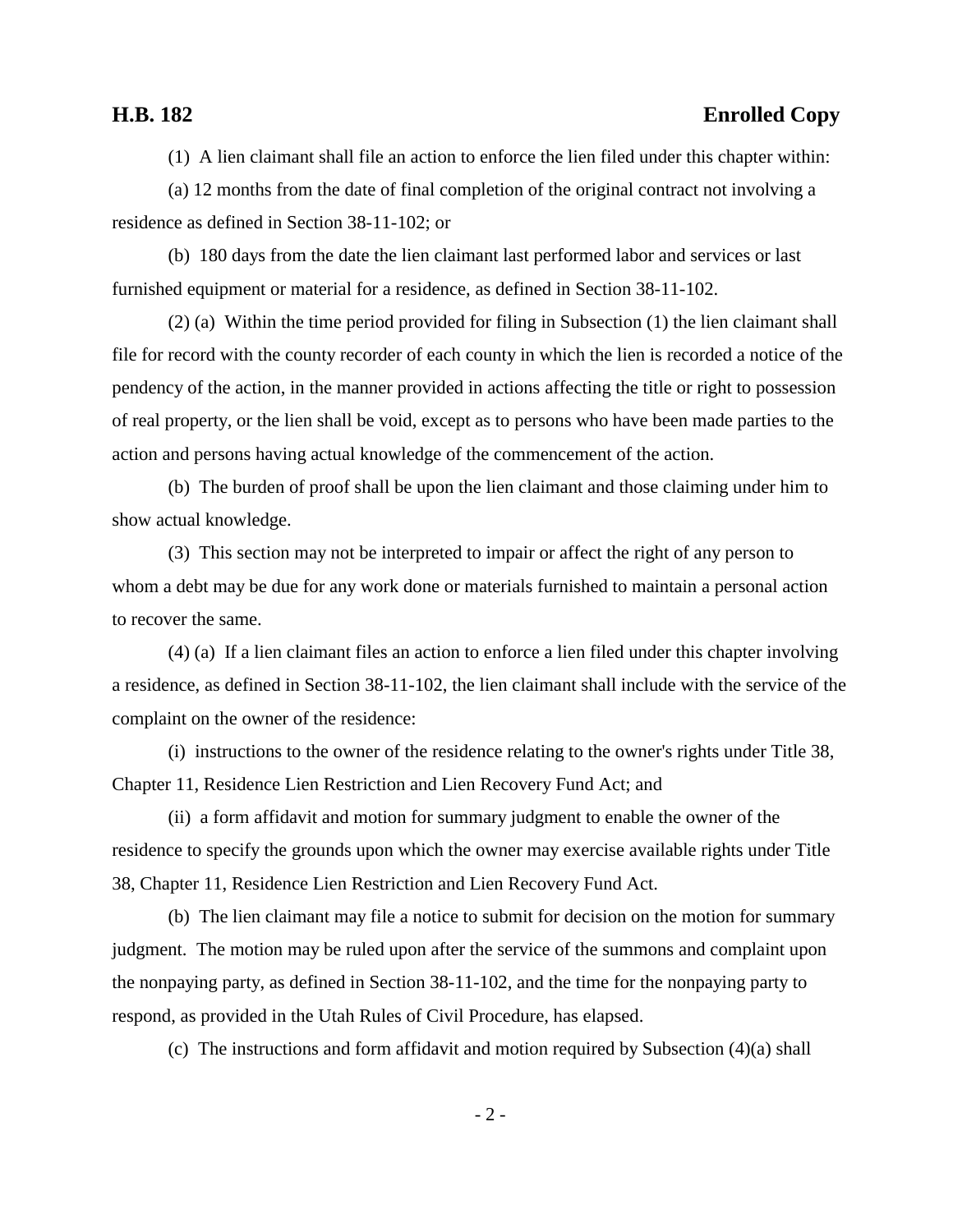(1) A lien claimant shall file an action to enforce the lien filed under this chapter within:

(a) 12 months from the date of final completion of the original contract not involving a residence as defined in Section 38-11-102; or

(b) 180 days from the date the lien claimant last performed labor and services or last furnished equipment or material for a residence, as defined in Section 38-11-102.

(2) (a) Within the time period provided for filing in Subsection (1) the lien claimant shall file for record with the county recorder of each county in which the lien is recorded a notice of the pendency of the action, in the manner provided in actions affecting the title or right to possession of real property, or the lien shall be void, except as to persons who have been made parties to the action and persons having actual knowledge of the commencement of the action.

(b) The burden of proof shall be upon the lien claimant and those claiming under him to show actual knowledge.

(3) This section may not be interpreted to impair or affect the right of any person to whom a debt may be due for any work done or materials furnished to maintain a personal action to recover the same.

(4) (a) If a lien claimant files an action to enforce a lien filed under this chapter involving a residence, as defined in Section 38-11-102, the lien claimant shall include with the service of the complaint on the owner of the residence:

(i) instructions to the owner of the residence relating to the owner's rights under Title 38, Chapter 11, Residence Lien Restriction and Lien Recovery Fund Act; and

(ii) a form affidavit and motion for summary judgment to enable the owner of the residence to specify the grounds upon which the owner may exercise available rights under Title 38, Chapter 11, Residence Lien Restriction and Lien Recovery Fund Act.

(b) The lien claimant may file a notice to submit for decision on the motion for summary judgment. The motion may be ruled upon after the service of the summons and complaint upon the nonpaying party, as defined in Section 38-11-102, and the time for the nonpaying party to respond, as provided in the Utah Rules of Civil Procedure, has elapsed.

(c) The instructions and form affidavit and motion required by Subsection (4)(a) shall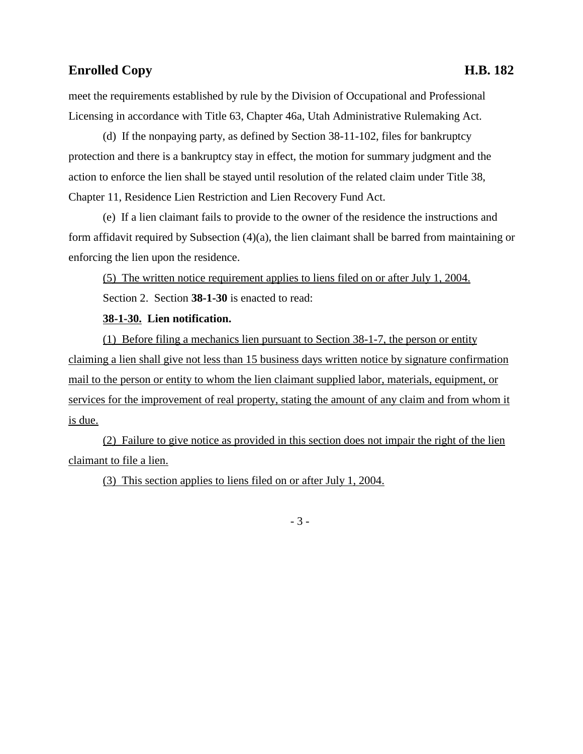meet the requirements established by rule by the Division of Occupational and Professional Licensing in accordance with Title 63, Chapter 46a, Utah Administrative Rulemaking Act.

(d) If the nonpaying party, as defined by Section 38-11-102, files for bankruptcy protection and there is a bankruptcy stay in effect, the motion for summary judgment and the action to enforce the lien shall be stayed until resolution of the related claim under Title 38, Chapter 11, Residence Lien Restriction and Lien Recovery Fund Act.

(e) If a lien claimant fails to provide to the owner of the residence the instructions and form affidavit required by Subsection (4)(a), the lien claimant shall be barred from maintaining or enforcing the lien upon the residence.

(5) The written notice requirement applies to liens filed on or after July 1, 2004.

Section 2. Section **38-1-30** is enacted to read:

**38-1-30. Lien notification.**

(1) Before filing a mechanics lien pursuant to Section 38-1-7, the person or entity claiming a lien shall give not less than 15 business days written notice by signature confirmation mail to the person or entity to whom the lien claimant supplied labor, materials, equipment, or services for the improvement of real property, stating the amount of any claim and from whom it is due.

(2) Failure to give notice as provided in this section does not impair the right of the lien claimant to file a lien.

(3) This section applies to liens filed on or after July 1, 2004.